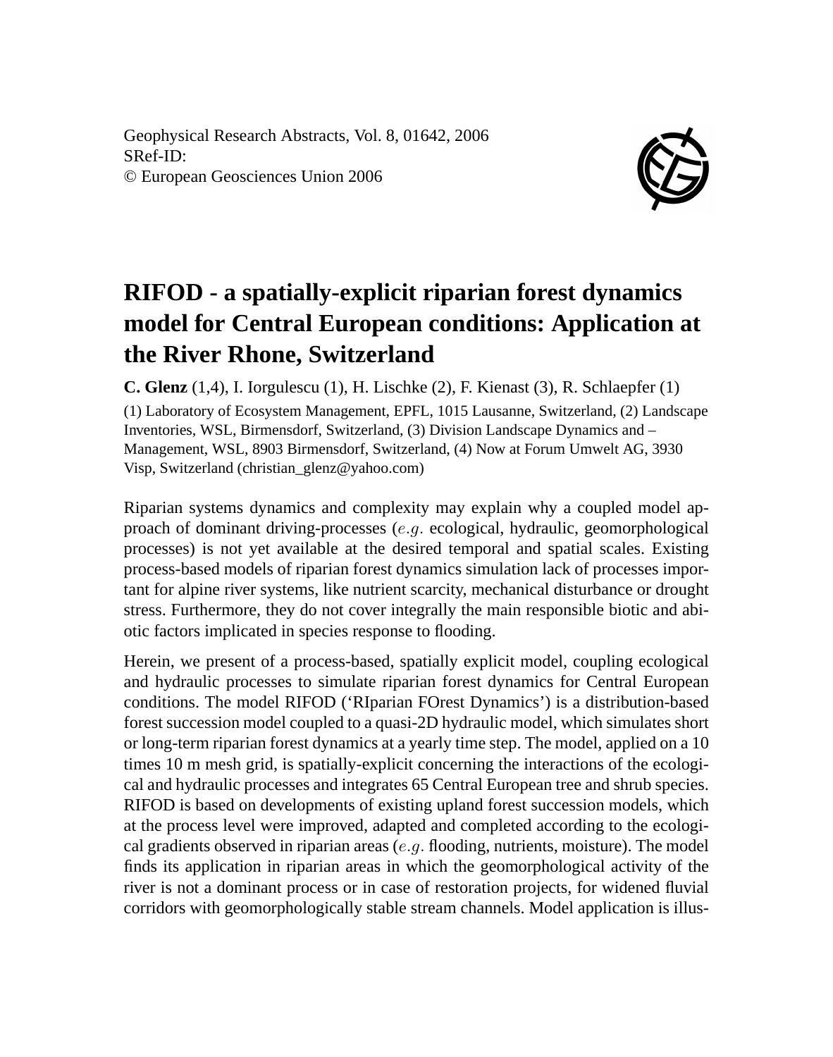Geophysical Research Abstracts, Vol. 8, 01642, 2006
SRef-ID:
© European Geosciences Union 2006

# RIFOD - a spatially-explicit riparian forest dynamics model for Central European conditions: Application at the River Rhone, Switzerland

**C. Glenz** (1,4), I. Iorgulescu (1), H. Lischke (2), F. Kienast (3), R. Schlaepfer (1)

(1) Laboratory of Ecosystem Management, EPFL, 1015 Lausanne, Switzerland, (2) Landscape Inventories, WSL, Birmensdorf, Switzerland, (3) Division Landscape Dynamics and – Management, WSL, 8903 Birmensdorf, Switzerland, (4) Now at Forum Umwelt AG, 3930 Visp, Switzerland (christian_glenz@yahoo.com)

Riparian systems dynamics and complexity may explain why a coupled model approach of dominant driving-processes (*e.g.* ecological, hydraulic, geomorphological processes) is not yet available at the desired temporal and spatial scales. Existing process-based models of riparian forest dynamics simulation lack of processes important for alpine river systems, like nutrient scarcity, mechanical disturbance or drought stress. Furthermore, they do not cover integrally the main responsible biotic and abiotic factors implicated in species response to flooding.

Herein, we present of a process-based, spatially explicit model, coupling ecological and hydraulic processes to simulate riparian forest dynamics for Central European conditions. The model RIFOD ('RIparian FOrest Dynamics') is a distribution-based forest succession model coupled to a quasi-2D hydraulic model, which simulates short or long-term riparian forest dynamics at a yearly time step. The model, applied on a 10 times 10 m mesh grid, is spatially-explicit concerning the interactions of the ecological and hydraulic processes and integrates 65 Central European tree and shrub species. RIFOD is based on developments of existing upland forest succession models, which at the process level were improved, adapted and completed according to the ecological gradients observed in riparian areas (*e.g.* flooding, nutrients, moisture). The model finds its application in riparian areas in which the geomorphological activity of the river is not a dominant process or in case of restoration projects, for widened fluvial corridors with geomorphologically stable stream channels. Model application is illus-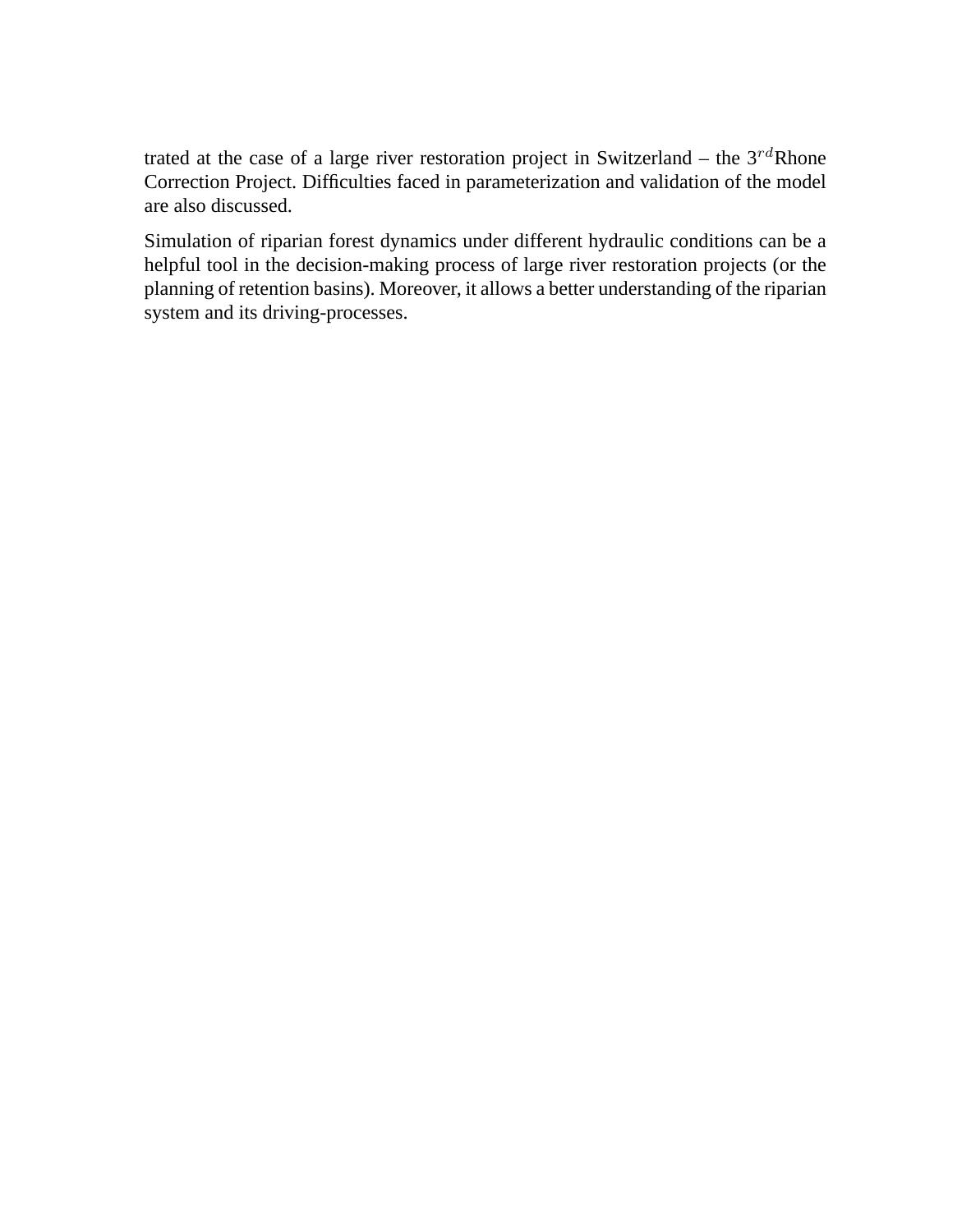trated at the case of a large river restoration project in Switzerland – the $3^{rd}$Rhone Correction Project. Difficulties faced in parameterization and validation of the model are also discussed.

Simulation of riparian forest dynamics under different hydraulic conditions can be a helpful tool in the decision-making process of large river restoration projects (or the planning of retention basins). Moreover, it allows a better understanding of the riparian system and its driving-processes.